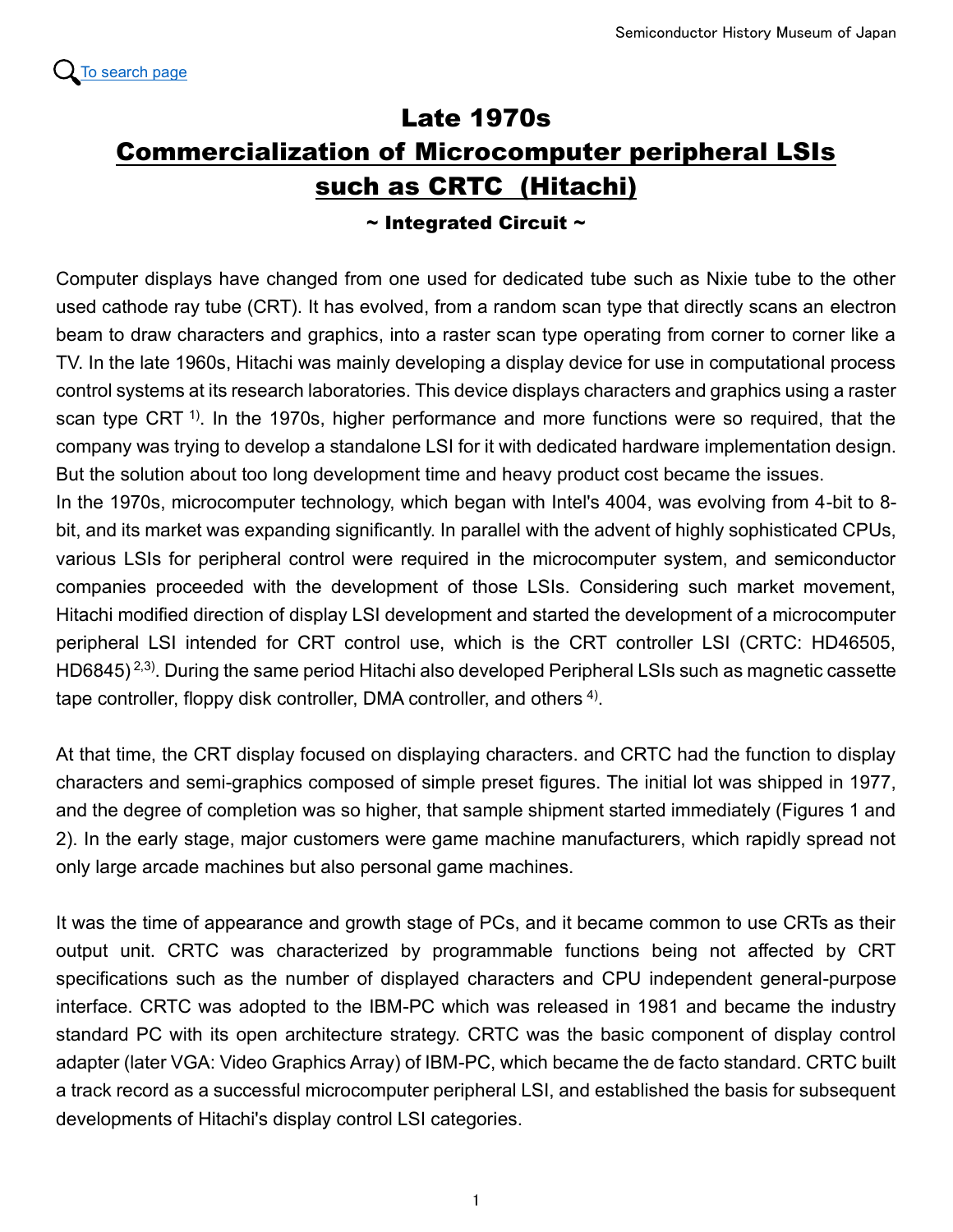[To search page](#)

# Late 1970s
# Commercialization of Microcomputer peripheral LSIs such as CRTC (Hitachi)

### ~ Integrated Circuit ~

Computer displays have changed from one used for dedicated tube such as Nixie tube to the other used cathode ray tube (CRT). It has evolved, from a random scan type that directly scans an electron beam to draw characters and graphics, into a raster scan type operating from corner to corner like a TV. In the late 1960s, Hitachi was mainly developing a display device for use in computational process control systems at its research laboratories. This device displays characters and graphics using a raster scan type CRT [1]. In the 1970s, higher performance and more functions were so required, that the company was trying to develop a standalone LSI for it with dedicated hardware implementation design. But the solution about too long development time and heavy product cost became the issues.
In the 1970s, microcomputer technology, which began with Intel's 4004, was evolving from 4-bit to 8-bit, and its market was expanding significantly. In parallel with the advent of highly sophisticated CPUs, various LSIs for peripheral control were required in the microcomputer system, and semiconductor companies proceeded with the development of those LSIs. Considering such market movement, Hitachi modified direction of display LSI development and started the development of a microcomputer peripheral LSI intended for CRT control use, which is the CRT controller LSI (CRTC: HD46505, HD6845) [2,3]. During the same period Hitachi also developed Peripheral LSIs such as magnetic cassette tape controller, floppy disk controller, DMA controller, and others [4].

At that time, the CRT display focused on displaying characters. and CRTC had the function to display characters and semi-graphics composed of simple preset figures. The initial lot was shipped in 1977, and the degree of completion was so higher, that sample shipment started immediately (Figures 1 and 2). In the early stage, major customers were game machine manufacturers, which rapidly spread not only large arcade machines but also personal game machines.

It was the time of appearance and growth stage of PCs, and it became common to use CRTs as their output unit. CRTC was characterized by programmable functions being not affected by CRT specifications such as the number of displayed characters and CPU independent general-purpose interface. CRTC was adopted to the IBM-PC which was released in 1981 and became the industry standard PC with its open architecture strategy. CRTC was the basic component of display control adapter (later VGA: Video Graphics Array) of IBM-PC, which became the de facto standard. CRTC built a track record as a successful microcomputer peripheral LSI, and established the basis for subsequent developments of Hitachi's display control LSI categories.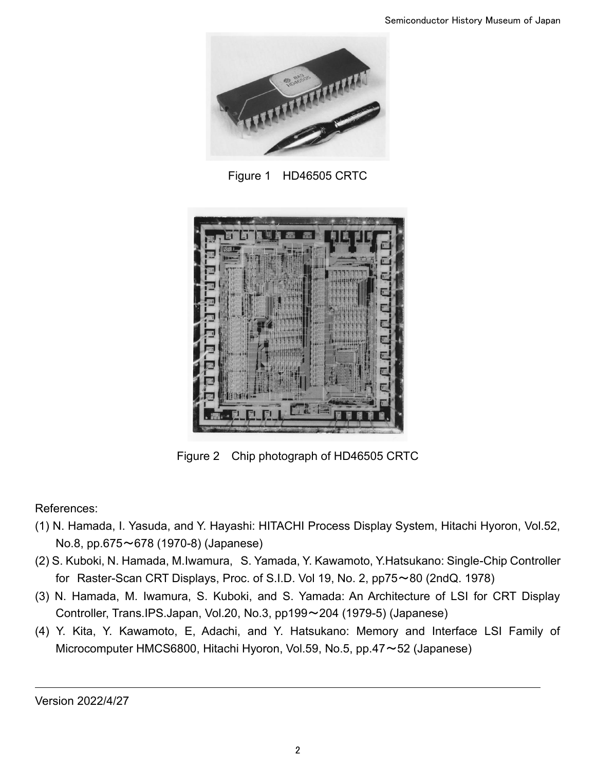Figure 1　HD46505 CRTC

Figure 2　Chip photograph of HD46505 CRTC

References:

(1) N. Hamada, I. Yasuda, and Y. Hayashi: HITACHI Process Display System, Hitachi Hyoron, Vol.52, No.8, pp.675～678 (1970-8) (Japanese)

(2) S. Kuboki, N. Hamada, M.Iwamura, S. Yamada, Y. Kawamoto, Y.Hatsukano: Single-Chip Controller for Raster-Scan CRT Displays, Proc. of S.I.D. Vol 19, No. 2, pp75～80 (2ndQ. 1978)

(3) N. Hamada, M. Iwamura, S. Kuboki, and S. Yamada: An Architecture of LSI for CRT Display Controller, Trans.IPS.Japan, Vol.20, No.3, pp199～204 (1979-5) (Japanese)

(4) Y. Kita, Y. Kawamoto, E, Adachi, and Y. Hatsukano: Memory and Interface LSI Family of Microcomputer HMCS6800, Hitachi Hyoron, Vol.59, No.5, pp.47～52 (Japanese)

---

Version 2022/4/27